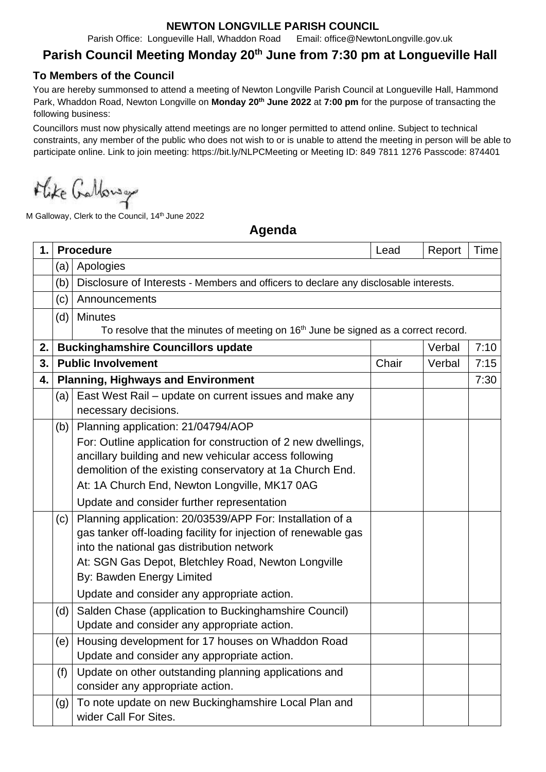**NEWTON LONGVILLE PARISH COUNCIL**

Parish Office: Longueville Hall, Whaddon Road Email: office@NewtonLongville.gov.uk

# Parish Council Meeting Monday 20th June from 7:30 pm at Longueville Hall

## To Members of the Council

You are hereby summonsed to attend a meeting of Newton Longville Parish Council at Longueville Hall, Hammond Park, Whaddon Road, Newton Longville on **Monday 20th June 2022** at **7:00 pm** for the purpose of transacting the following business:

Councillors must now physically attend meetings are no longer permitted to attend online. Subject to technical constraints, any member of the public who does not wish to or is unable to attend the meeting in person will be able to participate online. Link to join meeting: https://bit.ly/NLPCMeeting or Meeting ID: 849 7811 1276 Passcode: 874401

Mike Galloway

M Galloway, Clerk to the Council, 14th June 2022

## Agenda

| 1. | **Procedure** | | Lead | Report | Time |
|---|---|---|---|---|---|
| | (a) | Apologies | | | |
| | (b) | Disclosure of Interests - Members and officers to declare any disclosable interests. | | | |
| | (c) | Announcements | | | |
| | (d) | Minutes<br>To resolve that the minutes of meeting on 16th June be signed as a correct record. | | | |
| 2. | **Buckinghamshire Councillors update** | | | Verbal | 7:10 |
| 3. | **Public Involvement** | | Chair | Verbal | 7:15 |
| 4. | **Planning, Highways and Environment** | | | | 7:30 |
| | (a) | East West Rail – update on current issues and make any necessary decisions. | | | |
| | (b) | Planning application: 21/04794/AOP<br>For: Outline application for construction of 2 new dwellings, ancillary building and new vehicular access following demolition of the existing conservatory at 1a Church End.<br>At: 1A Church End, Newton Longville, MK17 0AG<br>Update and consider further representation | | | |
| | (c) | Planning application: 20/03539/APP For: Installation of a gas tanker off-loading facility for injection of renewable gas into the national gas distribution network<br>At: SGN Gas Depot, Bletchley Road, Newton Longville<br>By: Bawden Energy Limited<br>Update and consider any appropriate action. | | | |
| | (d) | Salden Chase (application to Buckinghamshire Council)<br>Update and consider any appropriate action. | | | |
| | (e) | Housing development for 17 houses on Whaddon Road<br>Update and consider any appropriate action. | | | |
| | (f) | Update on other outstanding planning applications and consider any appropriate action. | | | |
| | (g) | To note update on new Buckinghamshire Local Plan and wider Call For Sites. | | | |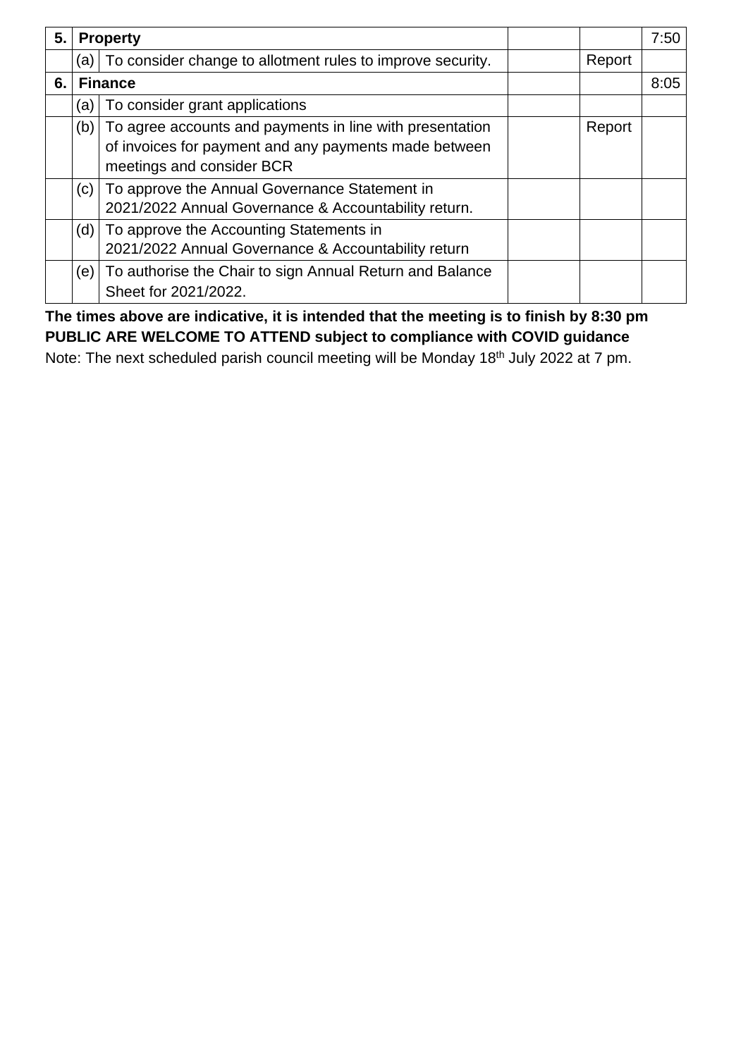| | | | | | |
|---|---|---|---|---|---|
| **5.** | **Property** | | | | 7:50 |
| | (a) | To consider change to allotment rules to improve security. | | Report | |
| **6.** | **Finance** | | | | 8:05 |
| | (a) | To consider grant applications | | | |
| | (b) | To agree accounts and payments in line with presentation of invoices for payment and any payments made between meetings and consider BCR | | Report | |
| | (c) | To approve the Annual Governance Statement in 2021/2022 Annual Governance & Accountability return. | | | |
| | (d) | To approve the Accounting Statements in 2021/2022 Annual Governance & Accountability return | | | |
| | (e) | To authorise the Chair to sign Annual Return and Balance Sheet for 2021/2022. | | | |

**The times above are indicative, it is intended that the meeting is to finish by 8:30 pm**
**PUBLIC ARE WELCOME TO ATTEND subject to compliance with COVID guidance**
Note: The next scheduled parish council meeting will be Monday 18th July 2022 at 7 pm.